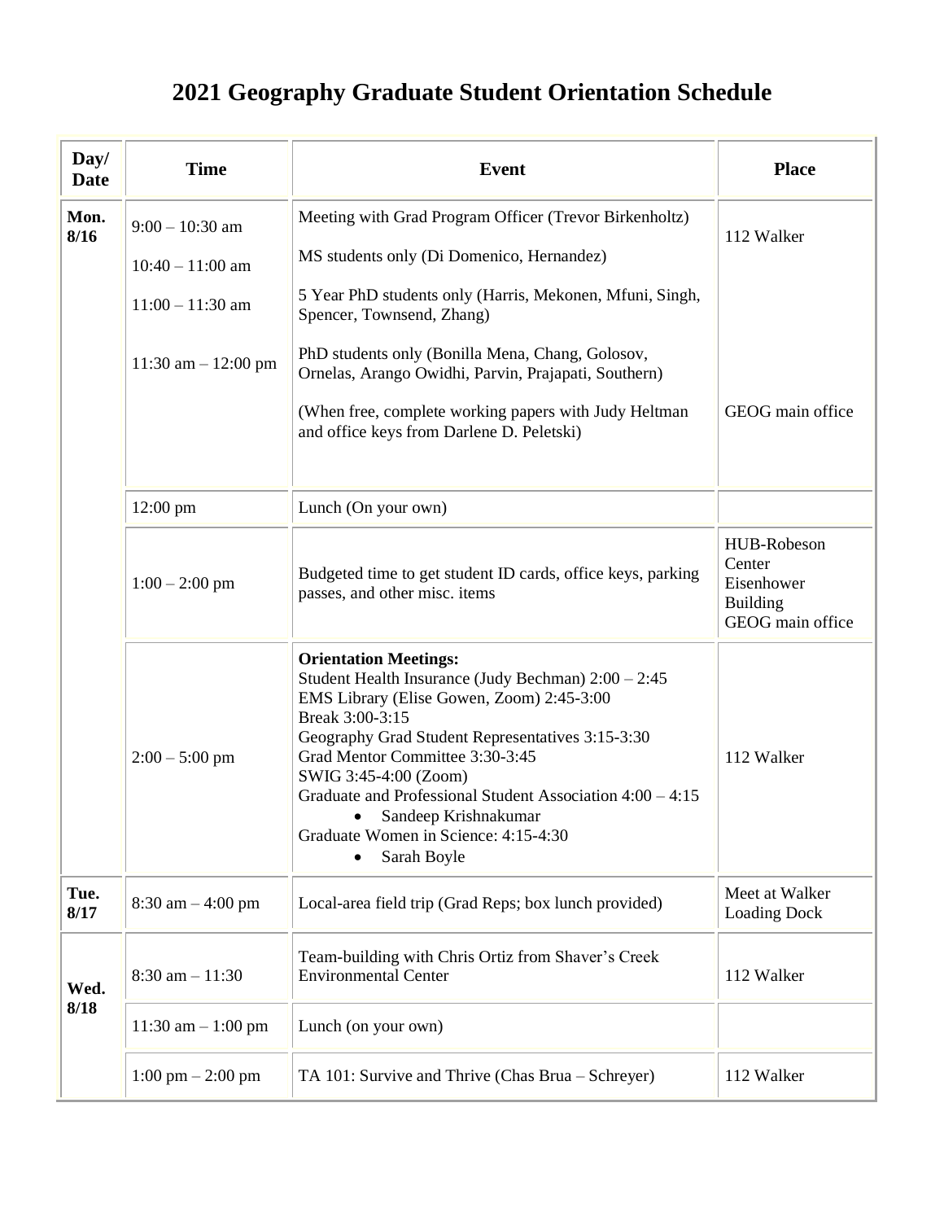# 2021 Geography Graduate Student Orientation Schedule

| Day/ Date | Time | Event | Place |
|---|---|---|---|
| Mon. 8/16 | 9:00 – 10:30 am<br>10:40 – 11:00 am<br>11:00 – 11:30 am<br>11:30 am – 12:00 pm | Meeting with Grad Program Officer (Trevor Birkenholtz)<br>MS students only (Di Domenico, Hernandez)<br>5 Year PhD students only (Harris, Mekonen, Mfuni, Singh, Spencer, Townsend, Zhang)<br>PhD students only (Bonilla Mena, Chang, Golosov, Ornelas, Arango Owidhi, Parvin, Prajapati, Southern)<br>(When free, complete working papers with Judy Heltman and office keys from Darlene D. Peletski) | 112 Walker<br>GEOG main office |
| | 12:00 pm | Lunch (On your own) | |
| | 1:00 – 2:00 pm | Budgeted time to get student ID cards, office keys, parking passes, and other misc. items | HUB-Robeson Center<br>Eisenhower Building<br>GEOG main office |
| | 2:00 – 5:00 pm | **Orientation Meetings:**<br>Student Health Insurance (Judy Bechman) 2:00 – 2:45<br>EMS Library (Elise Gowen, Zoom) 2:45-3:00<br>Break 3:00-3:15<br>Geography Grad Student Representatives 3:15-3:30<br>Grad Mentor Committee 3:30-3:45<br>SWIG 3:45-4:00 (Zoom)<br>Graduate and Professional Student Association 4:00 – 4:15<br>• Sandeep Krishnakumar<br>Graduate Women in Science: 4:15-4:30<br>• Sarah Boyle | 112 Walker |
| Tue. 8/17 | 8:30 am – 4:00 pm | Local-area field trip (Grad Reps; box lunch provided) | Meet at Walker Loading Dock |
| Wed. 8/18 | 8:30 am – 11:30 | Team-building with Chris Ortiz from Shaver's Creek Environmental Center | 112 Walker |
| | 11:30 am – 1:00 pm | Lunch (on your own) | |
| | 1:00 pm – 2:00 pm | TA 101: Survive and Thrive (Chas Brua – Schreyer) | 112 Walker |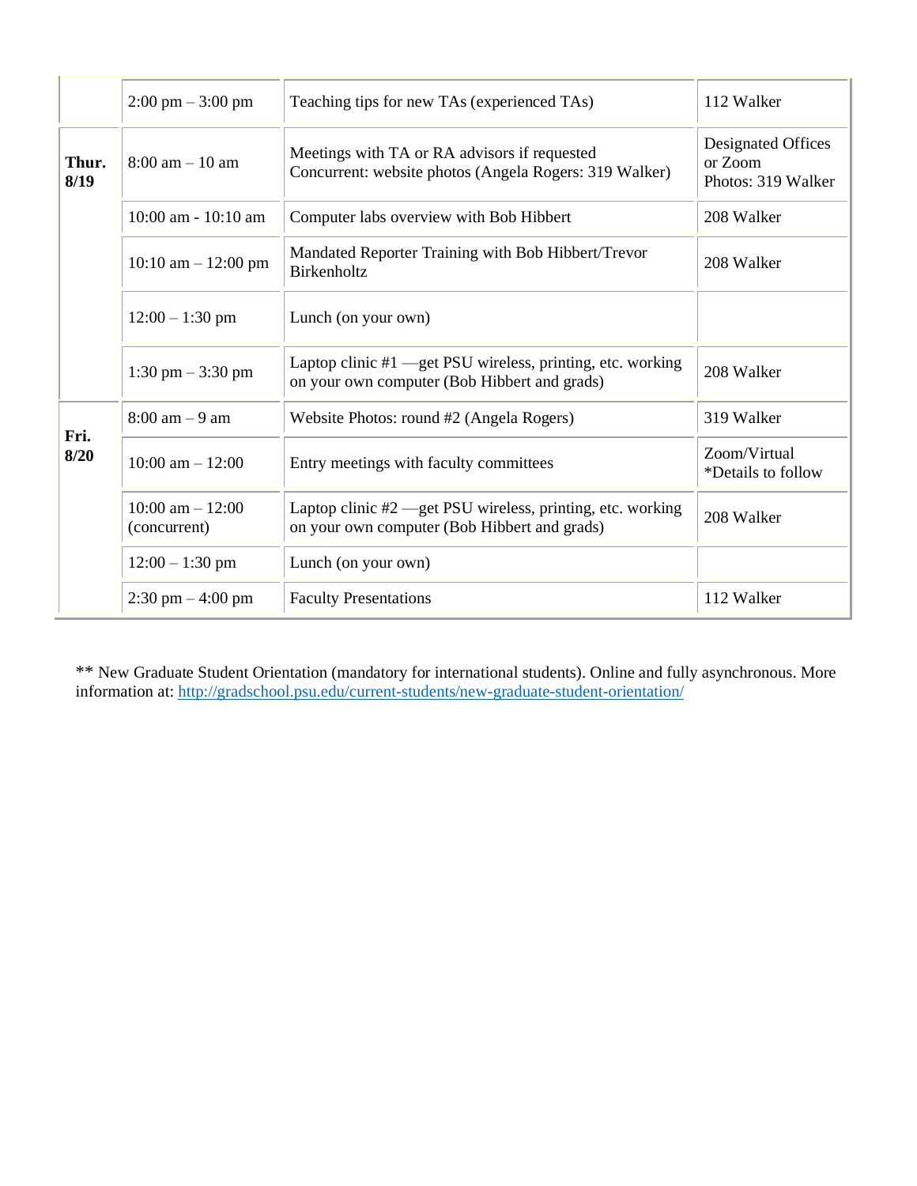| | | | |
|---|---|---|---|
| | 2:00 pm – 3:00 pm | Teaching tips for new TAs (experienced TAs) | 112 Walker |
| **Thur. 8/19** | 8:00 am – 10 am | Meetings with TA or RA advisors if requested<br>Concurrent: website photos (Angela Rogers: 319 Walker) | Designated Offices or Zoom<br>Photos: 319 Walker |
| | 10:00 am - 10:10 am | Computer labs overview with Bob Hibbert | 208 Walker |
| | 10:10 am – 12:00 pm | Mandated Reporter Training with Bob Hibbert/Trevor Birkenholtz | 208 Walker |
| | 12:00 – 1:30 pm | Lunch (on your own) | |
| | 1:30 pm – 3:30 pm | Laptop clinic #1 —get PSU wireless, printing, etc. working on your own computer (Bob Hibbert and grads) | 208 Walker |
| **Fri. 8/20** | 8:00 am – 9 am | Website Photos: round #2 (Angela Rogers) | 319 Walker |
| | 10:00 am – 12:00 | Entry meetings with faculty committees | Zoom/Virtual<br>*Details to follow |
| | 10:00 am – 12:00 (concurrent) | Laptop clinic #2 —get PSU wireless, printing, etc. working on your own computer (Bob Hibbert and grads) | 208 Walker |
| | 12:00 – 1:30 pm | Lunch (on your own) | |
| | 2:30 pm – 4:00 pm | Faculty Presentations | 112 Walker |

** New Graduate Student Orientation (mandatory for international students). Online and fully asynchronous. More information at: http://gradschool.psu.edu/current-students/new-graduate-student-orientation/